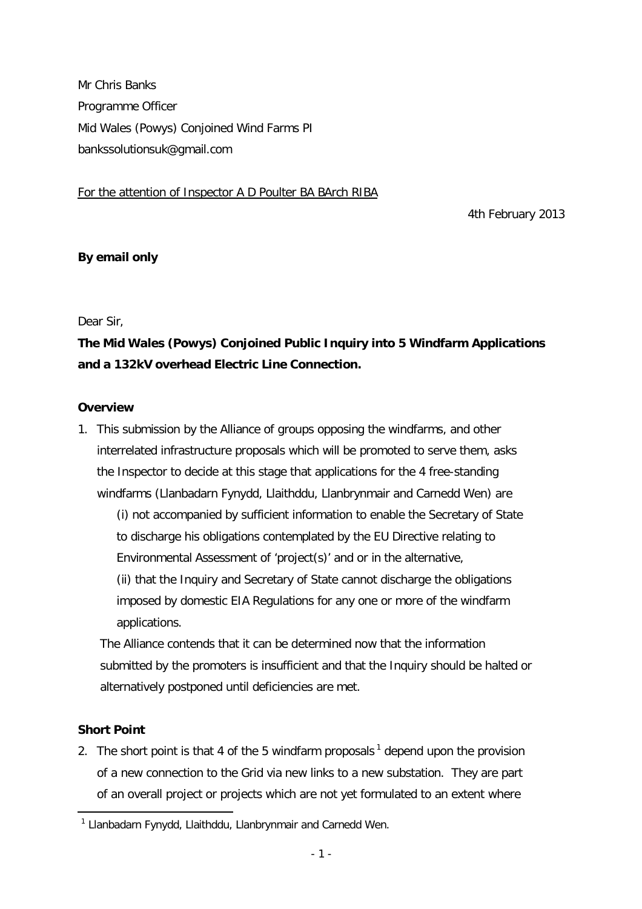Mr Chris Banks
Programme Officer
Mid Wales (Powys) Conjoined Wind Farms PI
bankssolutionsuk@gmail.com

For the attention of Inspector A D Poulter BA BArch RIBA

4th February 2013

**By email only**

Dear Sir,

**The Mid Wales (Powys) Conjoined Public Inquiry into 5 Windfarm Applications and a 132kV overhead Electric Line Connection.**

**Overview**

1. This submission by the Alliance of groups opposing the windfarms, and other interrelated infrastructure proposals which will be promoted to serve them, asks the Inspector to decide at this stage that applications for the 4 free-standing windfarms (Llanbadarn Fynydd, Llaithddu, Llanbrynmair and Carnedd Wen) are

   (i) not accompanied by sufficient information to enable the Secretary of State to discharge his obligations contemplated by the EU Directive relating to Environmental Assessment of 'project(s)' and or in the alternative,

   (ii) that the Inquiry and Secretary of State cannot discharge the obligations imposed by domestic EIA Regulations for any one or more of the windfarm applications.

   The Alliance contends that it can be determined now that the information submitted by the promoters is insufficient and that the Inquiry should be halted or alternatively postponed until deficiencies are met.

**Short Point**

2. The short point is that 4 of the 5 windfarm proposals[1] depend upon the provision of a new connection to the Grid via new links to a new substation. They are part of an overall project or projects which are not yet formulated to an extent where

[1] Llanbadarn Fynydd, Llaithddu, Llanbrynmair and Carnedd Wen.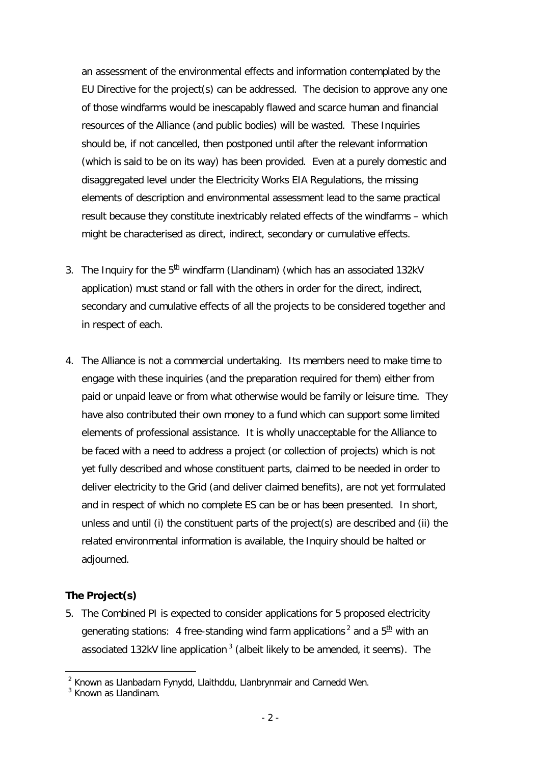an assessment of the environmental effects and information contemplated by the EU Directive for the project(s) can be addressed. The decision to approve any one of those windfarms would be inescapably flawed and scarce human and financial resources of the Alliance (and public bodies) will be wasted. These Inquiries should be, if not cancelled, then postponed until after the relevant information (which is said to be on its way) has been provided. Even at a purely domestic and disaggregated level under the Electricity Works EIA Regulations, the missing elements of description and environmental assessment lead to the same practical result because they constitute inextricably related effects of the windfarms – which might be characterised as direct, indirect, secondary or cumulative effects.

3. The Inquiry for the 5th windfarm (Llandinam) (which has an associated 132kV application) must stand or fall with the others in order for the direct, indirect, secondary and cumulative effects of all the projects to be considered together and in respect of each.

4. The Alliance is not a commercial undertaking. Its members need to make time to engage with these inquiries (and the preparation required for them) either from paid or unpaid leave or from what otherwise would be family or leisure time. They have also contributed their own money to a fund which can support some limited elements of professional assistance. It is wholly unacceptable for the Alliance to be faced with a need to address a project (or collection of projects) which is not yet fully described and whose constituent parts, claimed to be needed in order to deliver electricity to the Grid (and deliver claimed benefits), are not yet formulated and in respect of which no complete ES can be or has been presented. In short, unless and until (i) the constituent parts of the project(s) are described and (ii) the related environmental information is available, the Inquiry should be halted or adjourned.

**The Project(s)**

5. The Combined PI is expected to consider applications for 5 proposed electricity generating stations: 4 free-standing wind farm applications[2] and a 5th with an associated 132kV line application[3] (albeit likely to be amended, it seems). The

[2] Known as Llanbadarn Fynydd, Llaithddu, Llanbrynmair and Carnedd Wen.

[3] Known as Llandinam.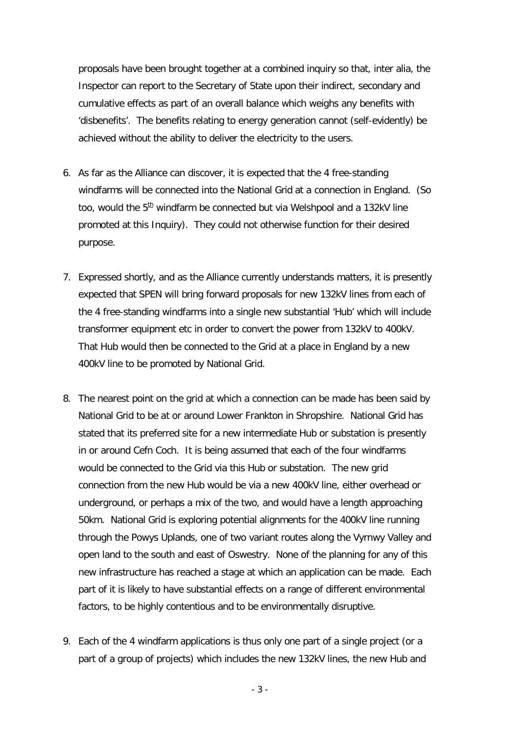proposals have been brought together at a combined inquiry so that, inter alia, the Inspector can report to the Secretary of State upon their indirect, secondary and cumulative effects as part of an overall balance which weighs any benefits with 'disbenefits'. The benefits relating to energy generation cannot (self-evidently) be achieved without the ability to deliver the electricity to the users.

6. As far as the Alliance can discover, it is expected that the 4 free-standing windfarms will be connected into the National Grid at a connection in England. (So too, would the 5th windfarm be connected but via Welshpool and a 132kV line promoted at this Inquiry). They could not otherwise function for their desired purpose.

7. Expressed shortly, and as the Alliance currently understands matters, it is presently expected that SPEN will bring forward proposals for new 132kV lines from each of the 4 free-standing windfarms into a single new substantial 'Hub' which will include transformer equipment etc in order to convert the power from 132kV to 400kV. That Hub would then be connected to the Grid at a place in England by a new 400kV line to be promoted by National Grid.

8. The nearest point on the grid at which a connection can be made has been said by National Grid to be at or around Lower Frankton in Shropshire. National Grid has stated that its preferred site for a new intermediate Hub or substation is presently in or around Cefn Coch. It is being assumed that each of the four windfarms would be connected to the Grid via this Hub or substation. The new grid connection from the new Hub would be via a new 400kV line, either overhead or underground, or perhaps a mix of the two, and would have a length approaching 50km. National Grid is exploring potential alignments for the 400kV line running through the Powys Uplands, one of two variant routes along the Vyrnwy Valley and open land to the south and east of Oswestry. None of the planning for any of this new infrastructure has reached a stage at which an application can be made. Each part of it is likely to have substantial effects on a range of different environmental factors, to be highly contentious and to be environmentally disruptive.

9. Each of the 4 windfarm applications is thus only one part of a single project (or a part of a group of projects) which includes the new 132kV lines, the new Hub and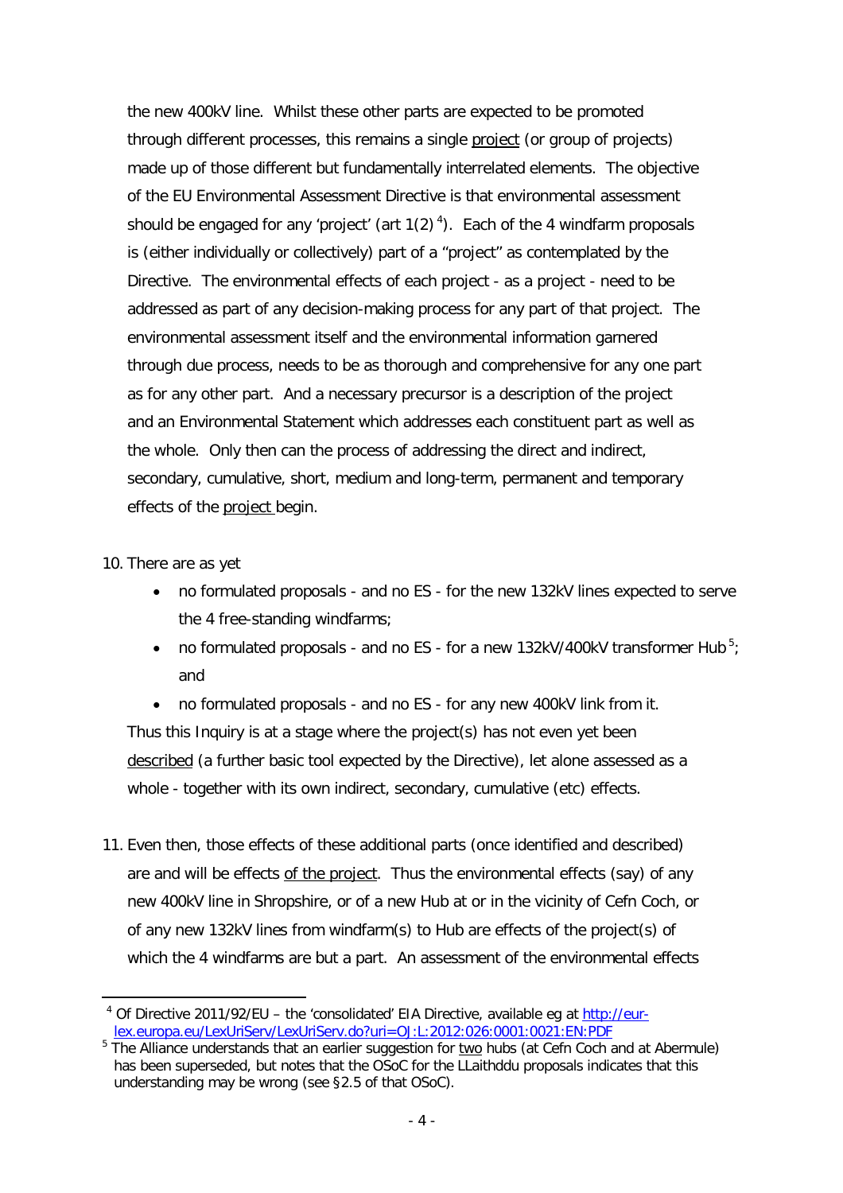the new 400kV line. Whilst these other parts are expected to be promoted through different processes, this remains a single project (or group of projects) made up of those different but fundamentally interrelated elements. The objective of the EU Environmental Assessment Directive is that environmental assessment should be engaged for any 'project' (art 1(2)[4]). Each of the 4 windfarm proposals is (either individually or collectively) part of a "project" as contemplated by the Directive. The environmental effects of each project - as a project - need to be addressed as part of any decision-making process for any part of that project. The environmental assessment itself and the environmental information garnered through due process, needs to be as thorough and comprehensive for any one part as for any other part. And a necessary precursor is a description of the project and an Environmental Statement which addresses each constituent part as well as the whole. Only then can the process of addressing the direct and indirect, secondary, cumulative, short, medium and long-term, permanent and temporary effects of the project begin.

10. There are as yet
    - no formulated proposals - and no ES - for the new 132kV lines expected to serve the 4 free-standing windfarms;
    - no formulated proposals - and no ES - for a new 132kV/400kV transformer Hub[5]; and
    - no formulated proposals - and no ES - for any new 400kV link from it.

    Thus this Inquiry is at a stage where the project(s) has not even yet been described (a further basic tool expected by the Directive), let alone assessed as a whole - together with its own indirect, secondary, cumulative (etc) effects.

11. Even then, those effects of these additional parts (once identified and described) are and will be effects of the project. Thus the environmental effects (say) of any new 400kV line in Shropshire, or of a new Hub at or in the vicinity of Cefn Coch, or of any new 132kV lines from windfarm(s) to Hub are effects of the project(s) of which the 4 windfarms are but a part. An assessment of the environmental effects

---

[4] Of Directive 2011/92/EU – the 'consolidated' EIA Directive, available eg at http://eur-lex.europa.eu/LexUriServ/LexUriServ.do?uri=OJ:L:2012:026:0001:0021:EN:PDF

[5] The Alliance understands that an earlier suggestion for two hubs (at Cefn Coch and at Abermule) has been superseded, but notes that the OSoC for the LLaithddu proposals indicates that this understanding may be wrong (see §2.5 of that OSoC).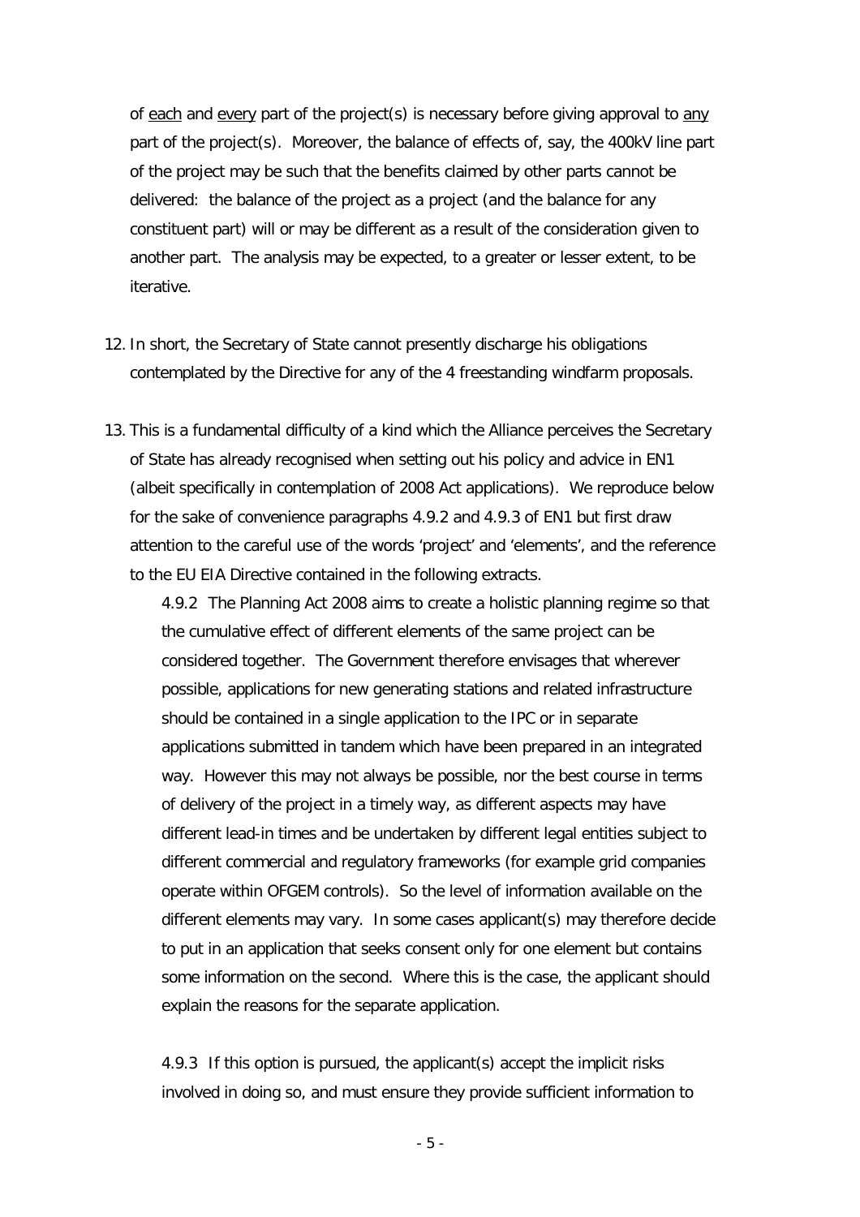of <u>each</u> and <u>every</u> part of the project(s) is necessary before giving approval to <u>any</u> part of the project(s). Moreover, the balance of effects of, say, the 400kV line part of the project may be such that the benefits claimed by other parts cannot be delivered: the balance of the project as a project (and the balance for any constituent part) will or may be different as a result of the consideration given to another part. The analysis may be expected, to a greater or lesser extent, to be iterative.

12. In short, the Secretary of State cannot presently discharge his obligations contemplated by the Directive for any of the 4 freestanding windfarm proposals.

13. This is a fundamental difficulty of a kind which the Alliance perceives the Secretary of State has already recognised when setting out his policy and advice in EN1 (albeit specifically in contemplation of 2008 Act applications). We reproduce below for the sake of convenience paragraphs 4.9.2 and 4.9.3 of EN1 but first draw attention to the careful use of the words 'project' and 'elements', and the reference to the EU EIA Directive contained in the following extracts.

    4.9.2 The Planning Act 2008 aims to create a holistic planning regime so that the cumulative effect of different elements of the same project can be considered together. The Government therefore envisages that wherever possible, applications for new generating stations and related infrastructure should be contained in a single application to the IPC or in separate applications submitted in tandem which have been prepared in an integrated way. However this may not always be possible, nor the best course in terms of delivery of the project in a timely way, as different aspects may have different lead-in times and be undertaken by different legal entities subject to different commercial and regulatory frameworks (for example grid companies operate within OFGEM controls). So the level of information available on the different elements may vary. In some cases applicant(s) may therefore decide to put in an application that seeks consent only for one element but contains some information on the second. Where this is the case, the applicant should explain the reasons for the separate application.

    4.9.3 If this option is pursued, the applicant(s) accept the implicit risks involved in doing so, and must ensure they provide sufficient information to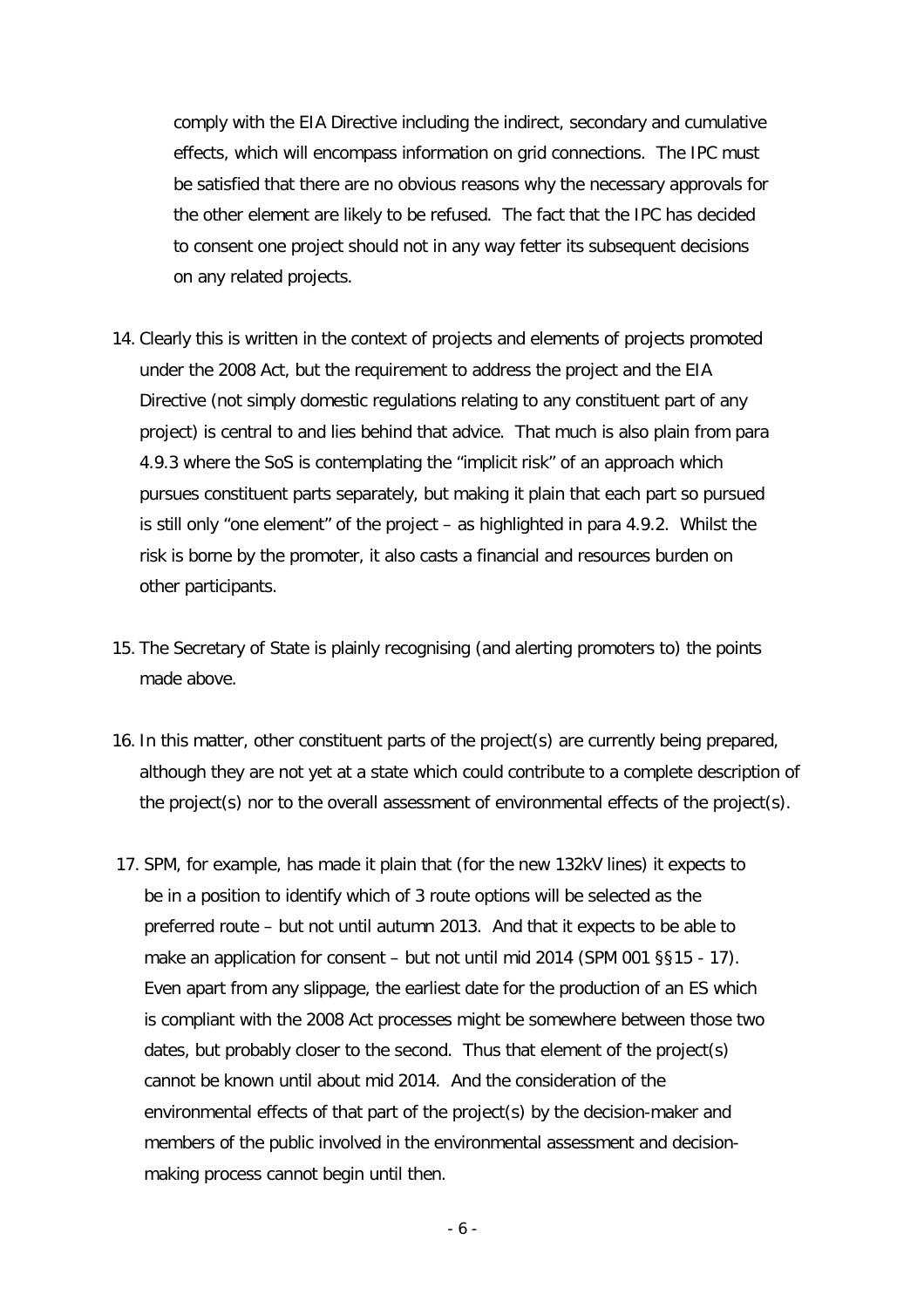comply with the EIA Directive including the indirect, secondary and cumulative effects, which will encompass information on grid connections. The IPC must be satisfied that there are no obvious reasons why the necessary approvals for the other element are likely to be refused. The fact that the IPC has decided to consent one project should not in any way fetter its subsequent decisions on any related projects.

14. Clearly this is written in the context of projects and elements of projects promoted under the 2008 Act, but the requirement to address the project and the EIA Directive (not simply domestic regulations relating to any constituent part of any project) is central to and lies behind that advice. That much is also plain from para 4.9.3 where the SoS is contemplating the "implicit risk" of an approach which pursues constituent parts separately, but making it plain that each part so pursued is still only "one element" of the project – as highlighted in para 4.9.2. Whilst the risk is borne by the promoter, it also casts a financial and resources burden on other participants.

15. The Secretary of State is plainly recognising (and alerting promoters to) the points made above.

16. In this matter, other constituent parts of the project(s) are currently being prepared, although they are not yet at a state which could contribute to a complete description of the project(s) nor to the overall assessment of environmental effects of the project(s).

17. SPM, for example, has made it plain that (for the new 132kV lines) it expects to be in a position to identify which of 3 route options will be selected as the preferred route – but not until autumn 2013. And that it expects to be able to make an application for consent – but not until mid 2014 (SPM 001 §§15 - 17). Even apart from any slippage, the earliest date for the production of an ES which is compliant with the 2008 Act processes might be somewhere between those two dates, but probably closer to the second. Thus that element of the project(s) cannot be known until about mid 2014. And the consideration of the environmental effects of that part of the project(s) by the decision-maker and members of the public involved in the environmental assessment and decision-making process cannot begin until then.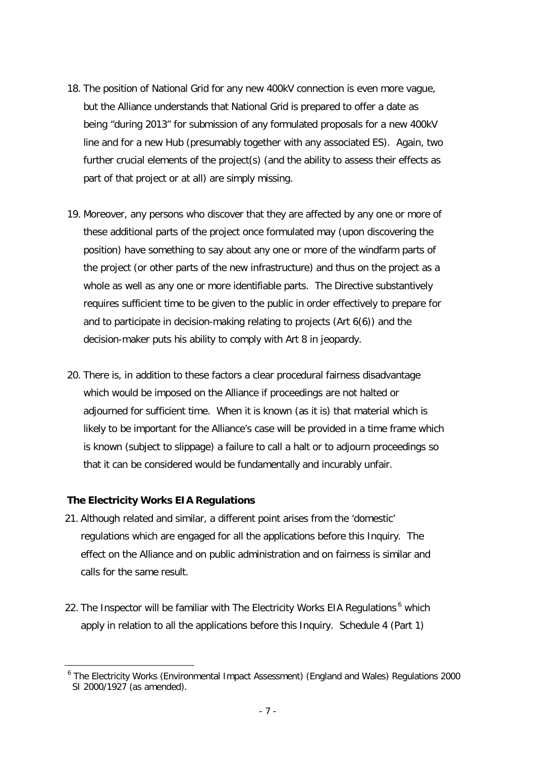18. The position of National Grid for any new 400kV connection is even more vague, but the Alliance understands that National Grid is prepared to offer a date as being "during 2013" for submission of any formulated proposals for a new 400kV line and for a new Hub (presumably together with any associated ES). Again, two further crucial elements of the project(s) (and the ability to assess their effects as part of that project or at all) are simply missing.

19. Moreover, any persons who discover that they are affected by any one or more of these additional parts of the project once formulated may (upon discovering the position) have something to say about any one or more of the windfarm parts of the project (or other parts of the new infrastructure) and thus on the project as a whole as well as any one or more identifiable parts. The Directive substantively requires sufficient time to be given to the public in order effectively to prepare for and to participate in decision-making relating to projects (Art 6(6)) and the decision-maker puts his ability to comply with Art 8 in jeopardy.

20. There is, in addition to these factors a clear procedural fairness disadvantage which would be imposed on the Alliance if proceedings are not halted or adjourned for sufficient time. When it is known (as it is) that material which is likely to be important for the Alliance's case will be provided in a time frame which is known (subject to slippage) a failure to call a halt or to adjourn proceedings so that it can be considered would be fundamentally and incurably unfair.

**The Electricity Works EIA Regulations**

21. Although related and similar, a different point arises from the 'domestic' regulations which are engaged for all the applications before this Inquiry. The effect on the Alliance and on public administration and on fairness is similar and calls for the same result.

22. The Inspector will be familiar with The Electricity Works EIA Regulations[6] which apply in relation to all the applications before this Inquiry. Schedule 4 (Part 1)

[6] The Electricity Works (Environmental Impact Assessment) (England and Wales) Regulations 2000 SI 2000/1927 (as amended).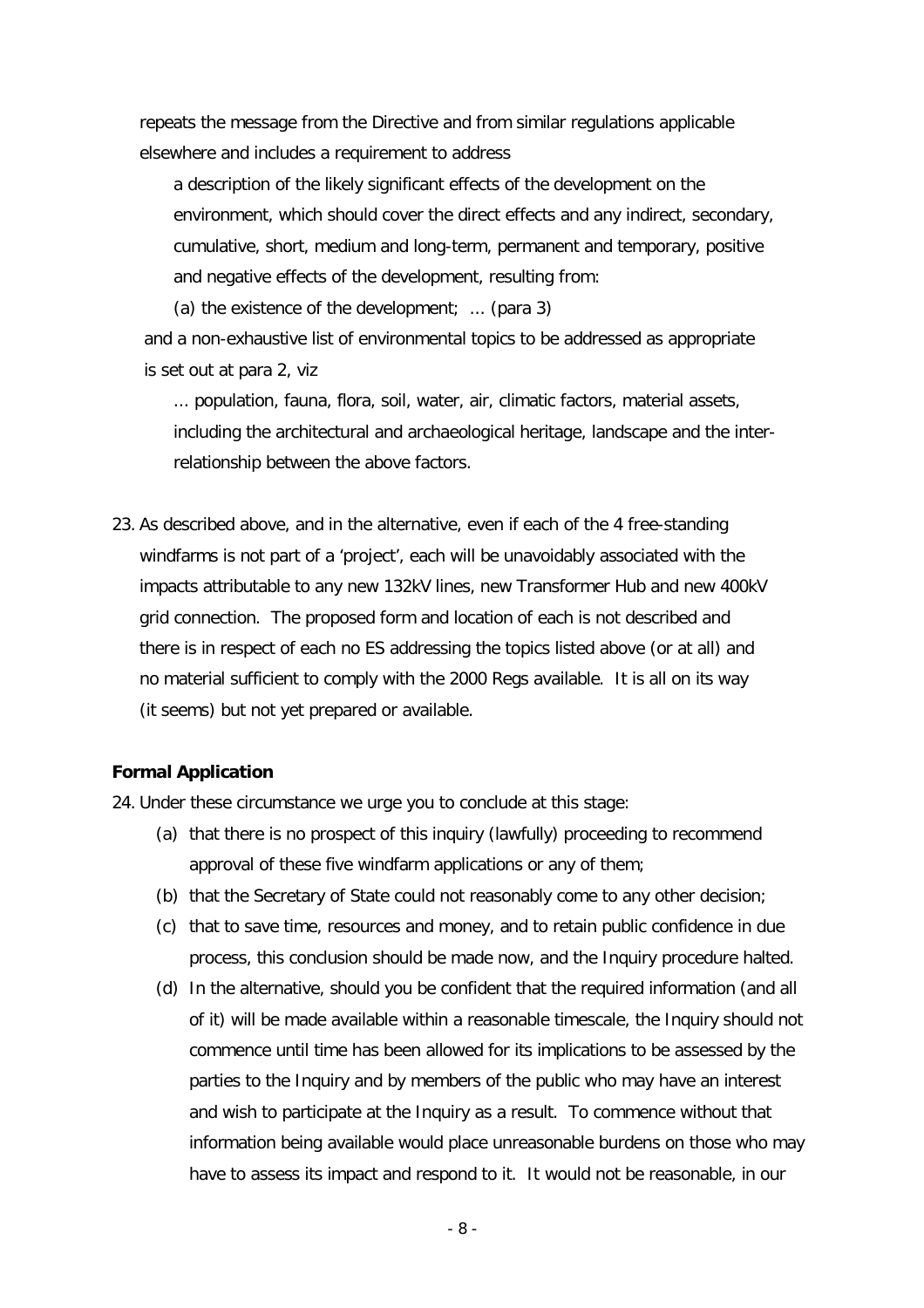repeats the message from the Directive and from similar regulations applicable elsewhere and includes a requirement to address

> a description of the likely significant effects of the development on the environment, which should cover the direct effects and any indirect, secondary, cumulative, short, medium and long-term, permanent and temporary, positive and negative effects of the development, resulting from:
>
> (a) the existence of the development; ... (para 3)

and a non-exhaustive list of environmental topics to be addressed as appropriate is set out at para 2, viz

> ... population, fauna, flora, soil, water, air, climatic factors, material assets, including the architectural and archaeological heritage, landscape and the inter-relationship between the above factors.

23. As described above, and in the alternative, even if each of the 4 free-standing windfarms is not part of a 'project', each will be unavoidably associated with the impacts attributable to any new 132kV lines, new Transformer Hub and new 400kV grid connection. The proposed form and location of each is not described and there is in respect of each no ES addressing the topics listed above (or at all) and no material sufficient to comply with the 2000 Regs available. It is all on its way (it seems) but not yet prepared or available.

**Formal Application**

24. Under these circumstance we urge you to conclude at this stage:
    (a) that there is no prospect of this inquiry (lawfully) proceeding to recommend approval of these five windfarm applications or any of them;
    (b) that the Secretary of State could not reasonably come to any other decision;
    (c) that to save time, resources and money, and to retain public confidence in due process, this conclusion should be made now, and the Inquiry procedure halted.
    (d) In the alternative, should you be confident that the required information (and all of it) will be made available within a reasonable timescale, the Inquiry should not commence until time has been allowed for its implications to be assessed by the parties to the Inquiry and by members of the public who may have an interest and wish to participate at the Inquiry as a result. To commence without that information being available would place unreasonable burdens on those who may have to assess its impact and respond to it. It would not be reasonable, in our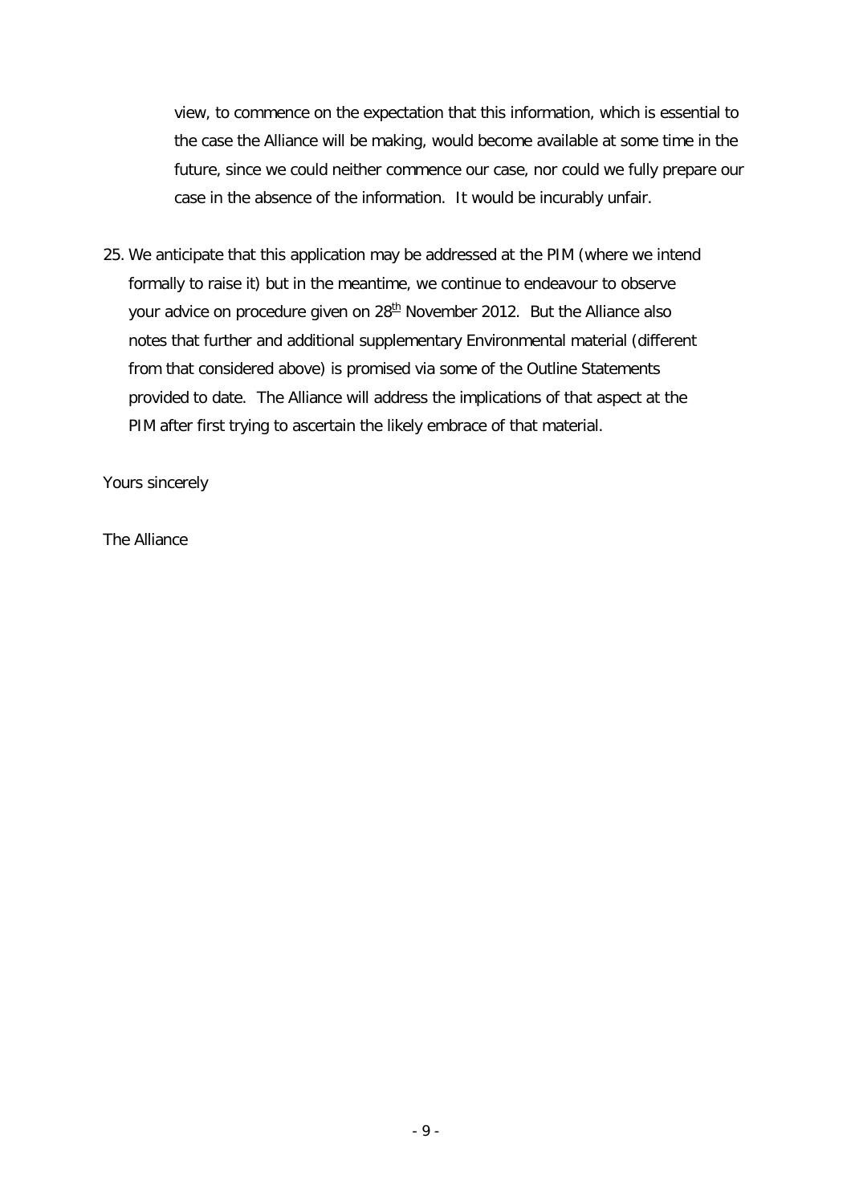view, to commence on the expectation that this information, which is essential to the case the Alliance will be making, would become available at some time in the future, since we could neither commence our case, nor could we fully prepare our case in the absence of the information. It would be incurably unfair.

25. We anticipate that this application may be addressed at the PIM (where we intend formally to raise it) but in the meantime, we continue to endeavour to observe your advice on procedure given on 28th November 2012. But the Alliance also notes that further and additional supplementary Environmental material (different from that considered above) is promised via some of the Outline Statements provided to date. The Alliance will address the implications of that aspect at the PIM after first trying to ascertain the likely embrace of that material.

Yours sincerely

The Alliance